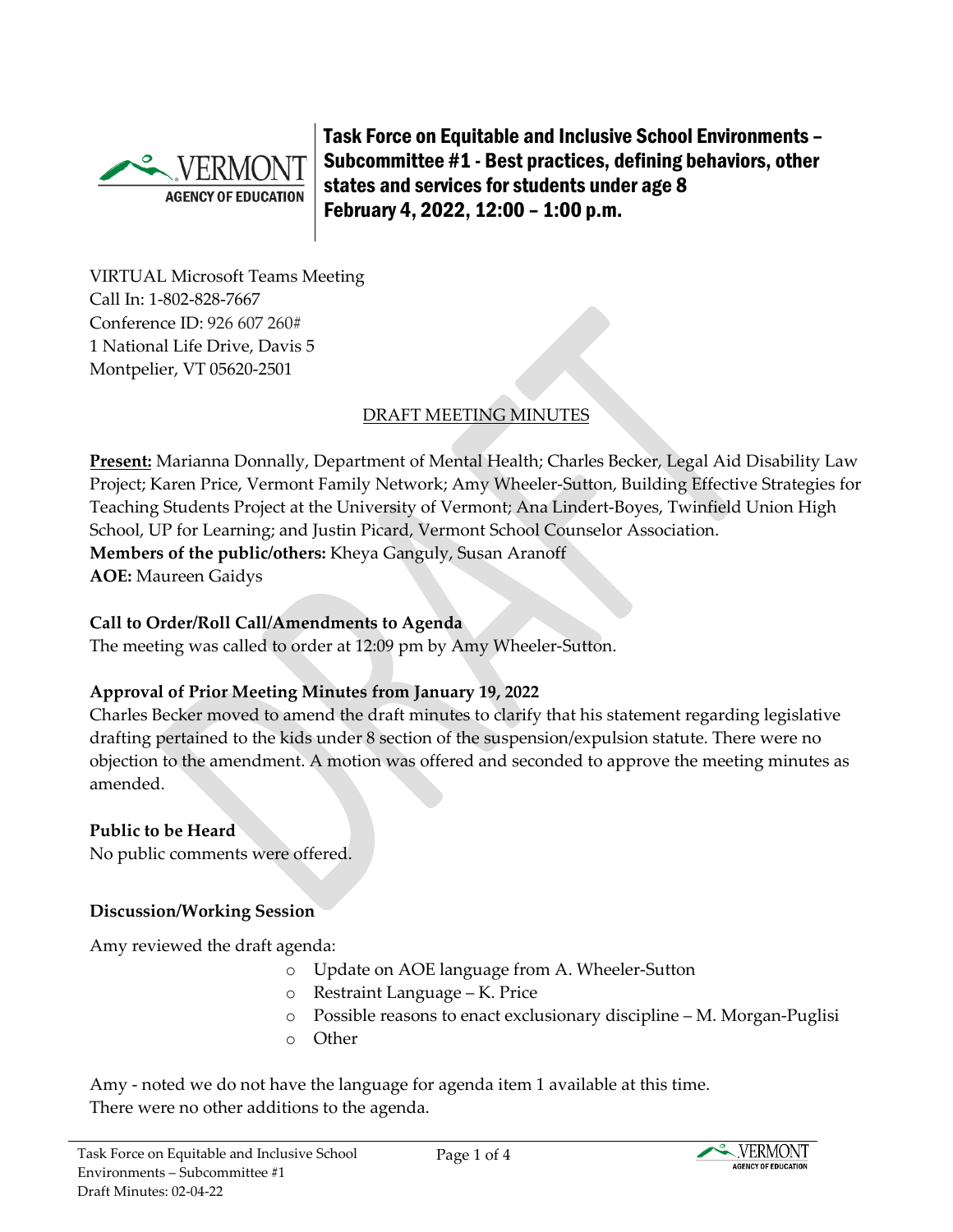# Task Force on Equitable and Inclusive School Environments – Subcommittee #1 - Best practices, defining behaviors, other states and services for students under age 8

**February 4, 2022, 12:00 – 1:00 p.m.**

VIRTUAL Microsoft Teams Meeting
Call In: 1-802-828-7667
Conference ID: 926 607 260#
1 National Life Drive, Davis 5
Montpelier, VT 05620-2501

## DRAFT MEETING MINUTES

**Present:** Marianna Donnally, Department of Mental Health; Charles Becker, Legal Aid Disability Law Project; Karen Price, Vermont Family Network; Amy Wheeler-Sutton, Building Effective Strategies for Teaching Students Project at the University of Vermont; Ana Lindert-Boyes, Twinfield Union High School, UP for Learning; and Justin Picard, Vermont School Counselor Association.
**Members of the public/others:** Kheya Ganguly, Susan Aranoff
**AOE:** Maureen Gaidys

### Call to Order/Roll Call/Amendments to Agenda

The meeting was called to order at 12:09 pm by Amy Wheeler-Sutton.

### Approval of Prior Meeting Minutes from January 19, 2022

Charles Becker moved to amend the draft minutes to clarify that his statement regarding legislative drafting pertained to the kids under 8 section of the suspension/expulsion statute. There were no objection to the amendment. A motion was offered and seconded to approve the meeting minutes as amended.

### Public to be Heard

No public comments were offered.

### Discussion/Working Session

Amy reviewed the draft agenda:

- Update on AOE language from A. Wheeler-Sutton
- Restraint Language – K. Price
- Possible reasons to enact exclusionary discipline – M. Morgan-Puglisi
- Other

Amy - noted we do not have the language for agenda item 1 available at this time.
There were no other additions to the agenda.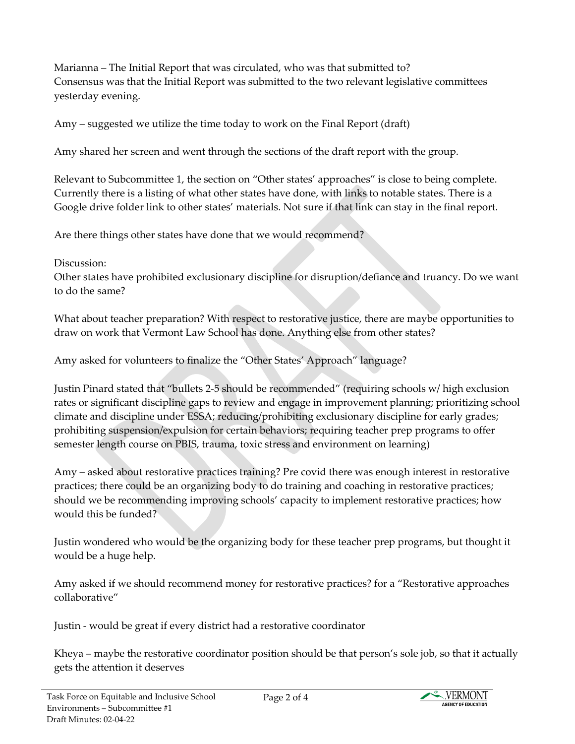Marianna – The Initial Report that was circulated, who was that submitted to?
Consensus was that the Initial Report was submitted to the two relevant legislative committees yesterday evening.

Amy – suggested we utilize the time today to work on the Final Report (draft)

Amy shared her screen and went through the sections of the draft report with the group.

Relevant to Subcommittee 1, the section on "Other states' approaches" is close to being complete. Currently there is a listing of what other states have done, with links to notable states. There is a Google drive folder link to other states' materials. Not sure if that link can stay in the final report.

Are there things other states have done that we would recommend?

Discussion:
Other states have prohibited exclusionary discipline for disruption/defiance and truancy. Do we want to do the same?

What about teacher preparation? With respect to restorative justice, there are maybe opportunities to draw on work that Vermont Law School has done. Anything else from other states?

Amy asked for volunteers to finalize the "Other States' Approach" language?

Justin Pinard stated that "bullets 2-5 should be recommended" (requiring schools w/ high exclusion rates or significant discipline gaps to review and engage in improvement planning; prioritizing school climate and discipline under ESSA; reducing/prohibiting exclusionary discipline for early grades; prohibiting suspension/expulsion for certain behaviors; requiring teacher prep programs to offer semester length course on PBIS, trauma, toxic stress and environment on learning)

Amy – asked about restorative practices training? Pre covid there was enough interest in restorative practices; there could be an organizing body to do training and coaching in restorative practices; should we be recommending improving schools' capacity to implement restorative practices; how would this be funded?

Justin wondered who would be the organizing body for these teacher prep programs, but thought it would be a huge help.

Amy asked if we should recommend money for restorative practices? for a "Restorative approaches collaborative"

Justin - would be great if every district had a restorative coordinator

Kheya – maybe the restorative coordinator position should be that person's sole job, so that it actually gets the attention it deserves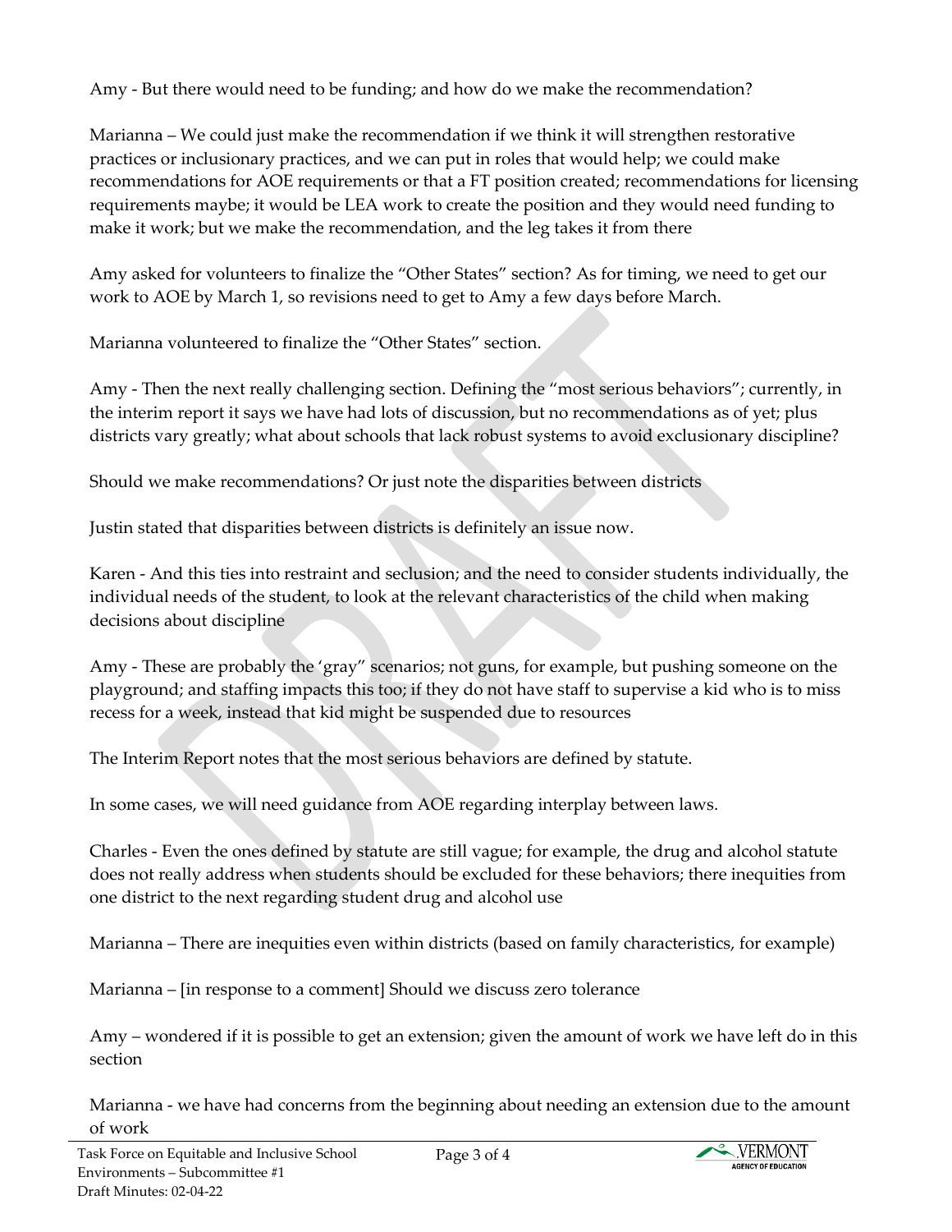Amy - But there would need to be funding; and how do we make the recommendation?

Marianna – We could just make the recommendation if we think it will strengthen restorative practices or inclusionary practices, and we can put in roles that would help; we could make recommendations for AOE requirements or that a FT position created; recommendations for licensing requirements maybe; it would be LEA work to create the position and they would need funding to make it work; but we make the recommendation, and the leg takes it from there

Amy asked for volunteers to finalize the "Other States" section? As for timing, we need to get our work to AOE by March 1, so revisions need to get to Amy a few days before March.

Marianna volunteered to finalize the "Other States" section.

Amy - Then the next really challenging section. Defining the "most serious behaviors"; currently, in the interim report it says we have had lots of discussion, but no recommendations as of yet; plus districts vary greatly; what about schools that lack robust systems to avoid exclusionary discipline?

Should we make recommendations? Or just note the disparities between districts

Justin stated that disparities between districts is definitely an issue now.

Karen - And this ties into restraint and seclusion; and the need to consider students individually, the individual needs of the student, to look at the relevant characteristics of the child when making decisions about discipline

Amy - These are probably the 'gray" scenarios; not guns, for example, but pushing someone on the playground; and staffing impacts this too; if they do not have staff to supervise a kid who is to miss recess for a week, instead that kid might be suspended due to resources

The Interim Report notes that the most serious behaviors are defined by statute.

In some cases, we will need guidance from AOE regarding interplay between laws.

Charles - Even the ones defined by statute are still vague; for example, the drug and alcohol statute does not really address when students should be excluded for these behaviors; there inequities from one district to the next regarding student drug and alcohol use

Marianna – There are inequities even within districts (based on family characteristics, for example)

Marianna – [in response to a comment] Should we discuss zero tolerance

Amy – wondered if it is possible to get an extension; given the amount of work we have left do in this section

Marianna - we have had concerns from the beginning about needing an extension due to the amount of work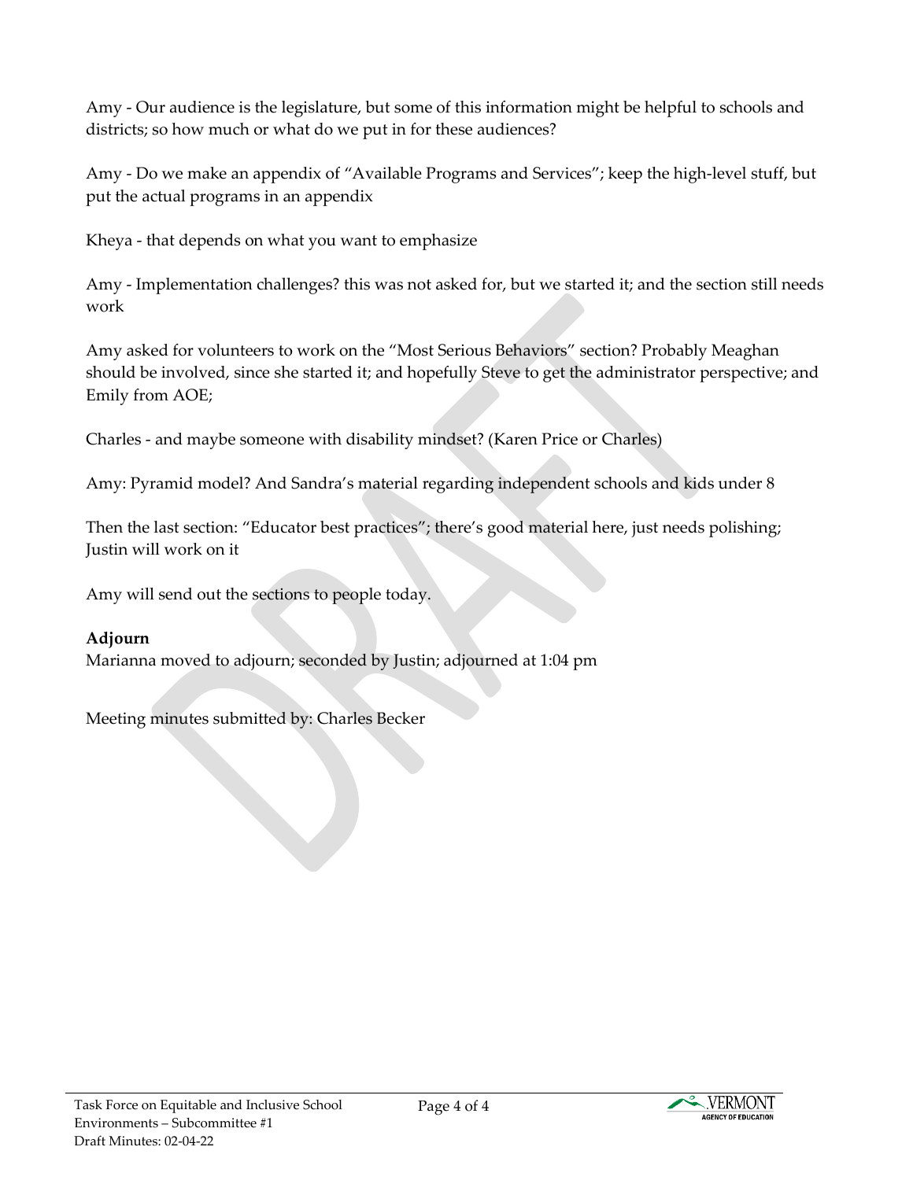Amy - Our audience is the legislature, but some of this information might be helpful to schools and districts; so how much or what do we put in for these audiences?

Amy - Do we make an appendix of "Available Programs and Services"; keep the high-level stuff, but put the actual programs in an appendix

Kheya - that depends on what you want to emphasize

Amy - Implementation challenges? this was not asked for, but we started it; and the section still needs work

Amy asked for volunteers to work on the "Most Serious Behaviors" section? Probably Meaghan should be involved, since she started it; and hopefully Steve to get the administrator perspective; and Emily from AOE;

Charles - and maybe someone with disability mindset? (Karen Price or Charles)

Amy: Pyramid model? And Sandra's material regarding independent schools and kids under 8

Then the last section: "Educator best practices"; there's good material here, just needs polishing; Justin will work on it

Amy will send out the sections to people today.

**Adjourn**

Marianna moved to adjourn; seconded by Justin; adjourned at 1:04 pm

Meeting minutes submitted by: Charles Becker